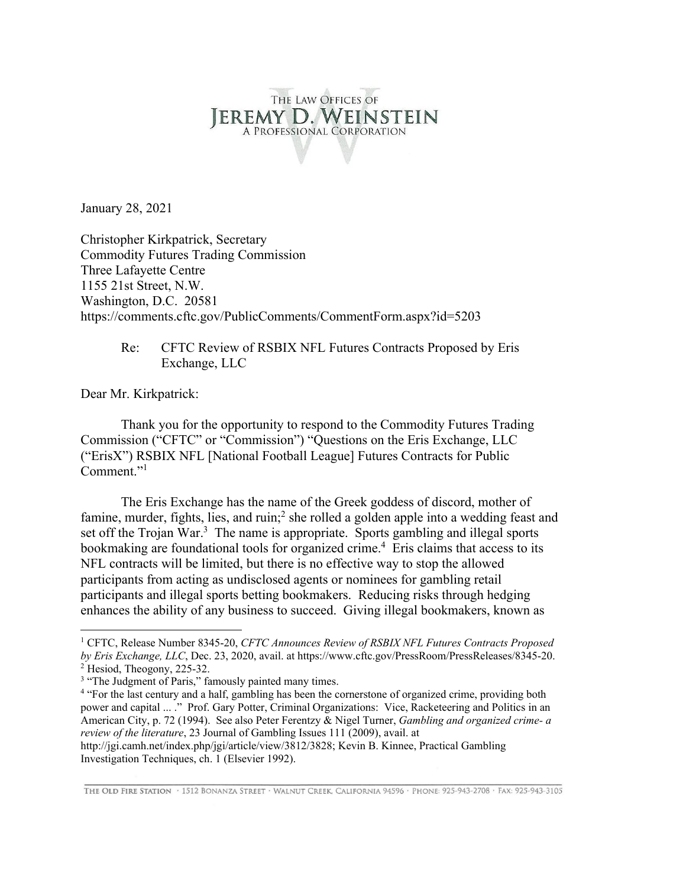THE LAW OFFICES OF
**JEREMY D. WEINSTEIN**
A PROFESSIONAL CORPORATION

January 28, 2021

Christopher Kirkpatrick, Secretary
Commodity Futures Trading Commission
Three Lafayette Centre
1155 21st Street, N.W.
Washington, D.C. 20581
https://comments.cftc.gov/PublicComments/CommentForm.aspx?id=5203

Re: CFTC Review of RSBIX NFL Futures Contracts Proposed by Eris Exchange, LLC

Dear Mr. Kirkpatrick:

Thank you for the opportunity to respond to the Commodity Futures Trading Commission ("CFTC" or "Commission") "Questions on the Eris Exchange, LLC ("ErisX") RSBIX NFL [National Football League] Futures Contracts for Public Comment."[1]

The Eris Exchange has the name of the Greek goddess of discord, mother of famine, murder, fights, lies, and ruin;[2] she rolled a golden apple into a wedding feast and set off the Trojan War.[3] The name is appropriate. Sports gambling and illegal sports bookmaking are foundational tools for organized crime.[4] Eris claims that access to its NFL contracts will be limited, but there is no effective way to stop the allowed participants from acting as undisclosed agents or nominees for gambling retail participants and illegal sports betting bookmakers. Reducing risks through hedging enhances the ability of any business to succeed. Giving illegal bookmakers, known as

---

[1] CFTC, Release Number 8345-20, *CFTC Announces Review of RSBIX NFL Futures Contracts Proposed by Eris Exchange, LLC*, Dec. 23, 2020, avail. at https://www.cftc.gov/PressRoom/PressReleases/8345-20.

[2] Hesiod, Theogony, 225-32.

[3] "The Judgment of Paris," famously painted many times.

[4] "For the last century and a half, gambling has been the cornerstone of organized crime, providing both power and capital ... ." Prof. Gary Potter, Criminal Organizations: Vice, Racketeering and Politics in an American City, p. 72 (1994). See also Peter Ferentzy & Nigel Turner, *Gambling and organized crime- a review of the literature*, 23 Journal of Gambling Issues 111 (2009), avail. at http://jgi.camh.net/index.php/jgi/article/view/3812/3828; Kevin B. Kinnee, Practical Gambling Investigation Techniques, ch. 1 (Elsevier 1992).

THE OLD FIRE STATION · 1512 BONANZA STREET · WALNUT CREEK, CALIFORNIA 94596 · PHONE: 925-943-2708 · FAX: 925-943-3105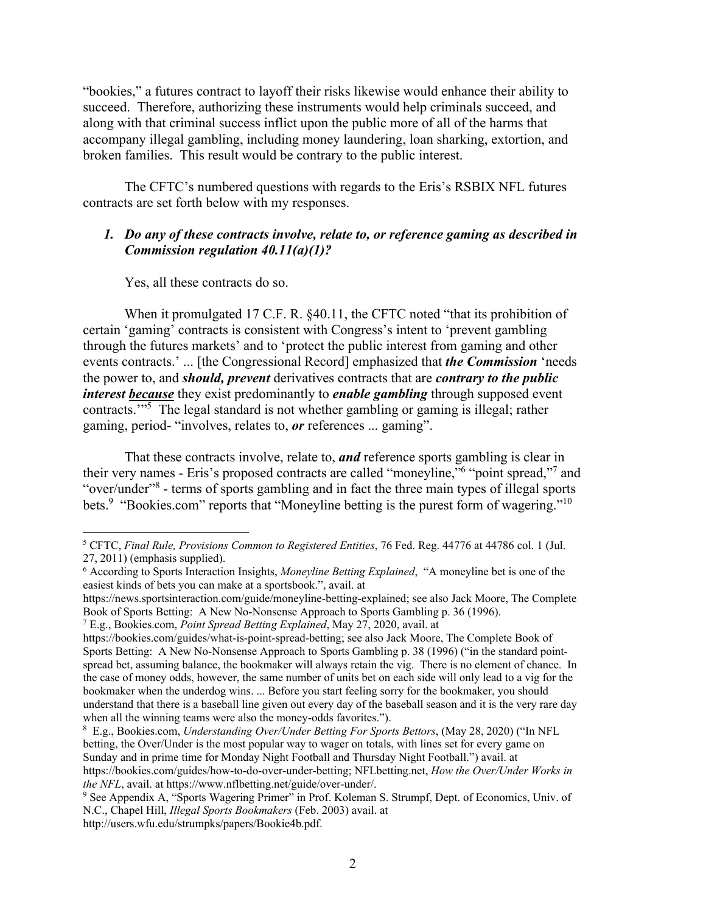"bookies," a futures contract to layoff their risks likewise would enhance their ability to succeed. Therefore, authorizing these instruments would help criminals succeed, and along with that criminal success inflict upon the public more of all of the harms that accompany illegal gambling, including money laundering, loan sharking, extortion, and broken families. This result would be contrary to the public interest.

The CFTC's numbered questions with regards to the Eris's RSBIX NFL futures contracts are set forth below with my responses.

1. ***Do any of these contracts involve, relate to, or reference gaming as described in Commission regulation 40.11(a)(1)?***

Yes, all these contracts do so.

When it promulgated 17 C.F. R. §40.11, the CFTC noted "that its prohibition of certain 'gaming' contracts is consistent with Congress's intent to 'prevent gambling through the futures markets' and to 'protect the public interest from gaming and other events contracts.' ... [the Congressional Record] emphasized that ***the Commission*** 'needs the power to, and ***should, prevent*** derivatives contracts that are ***contrary to the public interest <u>because</u>*** they exist predominantly to ***enable gambling*** through supposed event contracts.'"[5] The legal standard is not whether gambling or gaming is illegal; rather gaming, period- "involves, relates to, ***or*** references ... gaming".

That these contracts involve, relate to, ***and*** reference sports gambling is clear in their very names - Eris's proposed contracts are called "moneyline,"[6] "point spread,"[7] and "over/under"[8] - terms of sports gambling and in fact the three main types of illegal sports bets.[9] "Bookies.com" reports that "Moneyline betting is the purest form of wagering."[10]

---

[5] CFTC, *Final Rule, Provisions Common to Registered Entities*, 76 Fed. Reg. 44776 at 44786 col. 1 (Jul. 27, 2011) (emphasis supplied).

[6] According to Sports Interaction Insights, *Moneyline Betting Explained*, "A moneyline bet is one of the easiest kinds of bets you can make at a sportsbook.", avail. at https://news.sportsinteraction.com/guide/moneyline-betting-explained; see also Jack Moore, The Complete Book of Sports Betting: A New No-Nonsense Approach to Sports Gambling p. 36 (1996).

[7] E.g., Bookies.com, *Point Spread Betting Explained*, May 27, 2020, avail. at https://bookies.com/guides/what-is-point-spread-betting; see also Jack Moore, The Complete Book of Sports Betting: A New No-Nonsense Approach to Sports Gambling p. 38 (1996) ("in the standard point-spread bet, assuming balance, the bookmaker will always retain the vig. There is no element of chance. In the case of money odds, however, the same number of units bet on each side will only lead to a vig for the bookmaker when the underdog wins. ... Before you start feeling sorry for the bookmaker, you should understand that there is a baseball line given out every day of the baseball season and it is the very rare day when all the winning teams were also the money-odds favorites.").

[8] E.g., Bookies.com, *Understanding Over/Under Betting For Sports Bettors*, (May 28, 2020) ("In NFL betting, the Over/Under is the most popular way to wager on totals, with lines set for every game on Sunday and in prime time for Monday Night Football and Thursday Night Football.") avail. at https://bookies.com/guides/how-to-do-over-under-betting; NFLbetting.net, *How the Over/Under Works in the NFL*, avail. at https://www.nflbetting.net/guide/over-under/.

[9] See Appendix A, "Sports Wagering Primer" in Prof. Koleman S. Strumpf, Dept. of Economics, Univ. of N.C., Chapel Hill, *Illegal Sports Bookmakers* (Feb. 2003) avail. at http://users.wfu.edu/strumpks/papers/Bookie4b.pdf.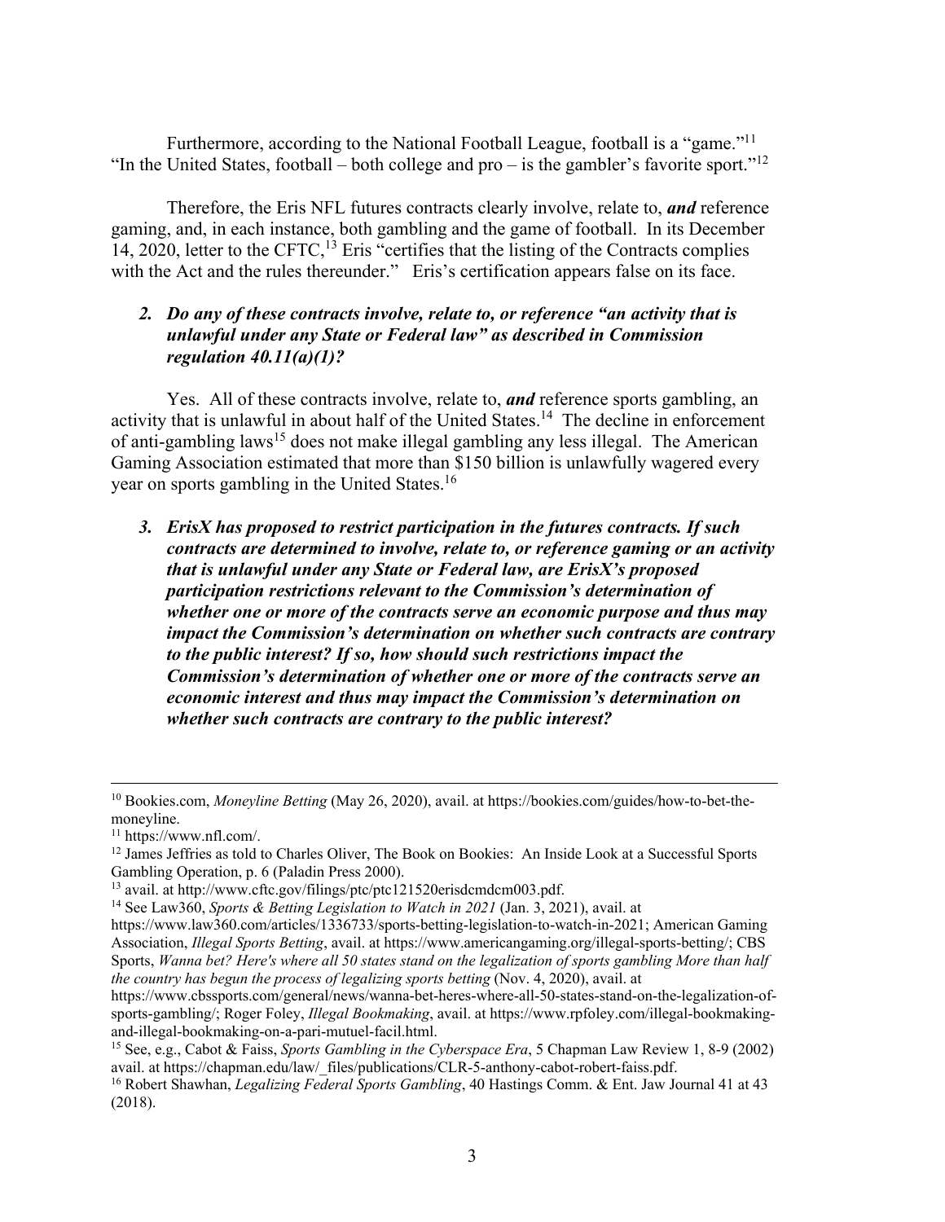Furthermore, according to the National Football League, football is a "game."[11] "In the United States, football – both college and pro – is the gambler's favorite sport."[12]

Therefore, the Eris NFL futures contracts clearly involve, relate to, ***and*** reference gaming, and, in each instance, both gambling and the game of football. In its December 14, 2020, letter to the CFTC,[13] Eris "certifies that the listing of the Contracts complies with the Act and the rules thereunder." Eris's certification appears false on its face.

***2. Do any of these contracts involve, relate to, or reference "an activity that is unlawful under any State or Federal law" as described in Commission regulation 40.11(a)(1)?***

Yes. All of these contracts involve, relate to, ***and*** reference sports gambling, an activity that is unlawful in about half of the United States.[14] The decline in enforcement of anti-gambling laws[15] does not make illegal gambling any less illegal. The American Gaming Association estimated that more than $150 billion is unlawfully wagered every year on sports gambling in the United States.[16]

***3. ErisX has proposed to restrict participation in the futures contracts. If such contracts are determined to involve, relate to, or reference gaming or an activity that is unlawful under any State or Federal law, are ErisX's proposed participation restrictions relevant to the Commission's determination of whether one or more of the contracts serve an economic purpose and thus may impact the Commission's determination on whether such contracts are contrary to the public interest? If so, how should such restrictions impact the Commission's determination of whether one or more of the contracts serve an economic interest and thus may impact the Commission's determination on whether such contracts are contrary to the public interest?***

---

[10] Bookies.com, *Moneyline Betting* (May 26, 2020), avail. at https://bookies.com/guides/how-to-bet-the-moneyline.

[11] https://www.nfl.com/.

[12] James Jeffries as told to Charles Oliver, The Book on Bookies: An Inside Look at a Successful Sports Gambling Operation, p. 6 (Paladin Press 2000).

[13] avail. at http://www.cftc.gov/filings/ptc/ptc121520erisdcmdcm003.pdf.

[14] See Law360, *Sports & Betting Legislation to Watch in 2021* (Jan. 3, 2021), avail. at https://www.law360.com/articles/1336733/sports-betting-legislation-to-watch-in-2021; American Gaming Association, *Illegal Sports Betting*, avail. at https://www.americangaming.org/illegal-sports-betting/; CBS Sports, *Wanna bet? Here's where all 50 states stand on the legalization of sports gambling More than half the country has begun the process of legalizing sports betting* (Nov. 4, 2020), avail. at https://www.cbssports.com/general/news/wanna-bet-heres-where-all-50-states-stand-on-the-legalization-of-sports-gambling/; Roger Foley, *Illegal Bookmaking*, avail. at https://www.rpfoley.com/illegal-bookmaking-and-illegal-bookmaking-on-a-pari-mutuel-facil.html.

[15] See, e.g., Cabot & Faiss, *Sports Gambling in the Cyberspace Era*, 5 Chapman Law Review 1, 8-9 (2002) avail. at https://chapman.edu/law/_files/publications/CLR-5-anthony-cabot-robert-faiss.pdf.

[16] Robert Shawhan, *Legalizing Federal Sports Gambling*, 40 Hastings Comm. & Ent. Jaw Journal 41 at 43 (2018).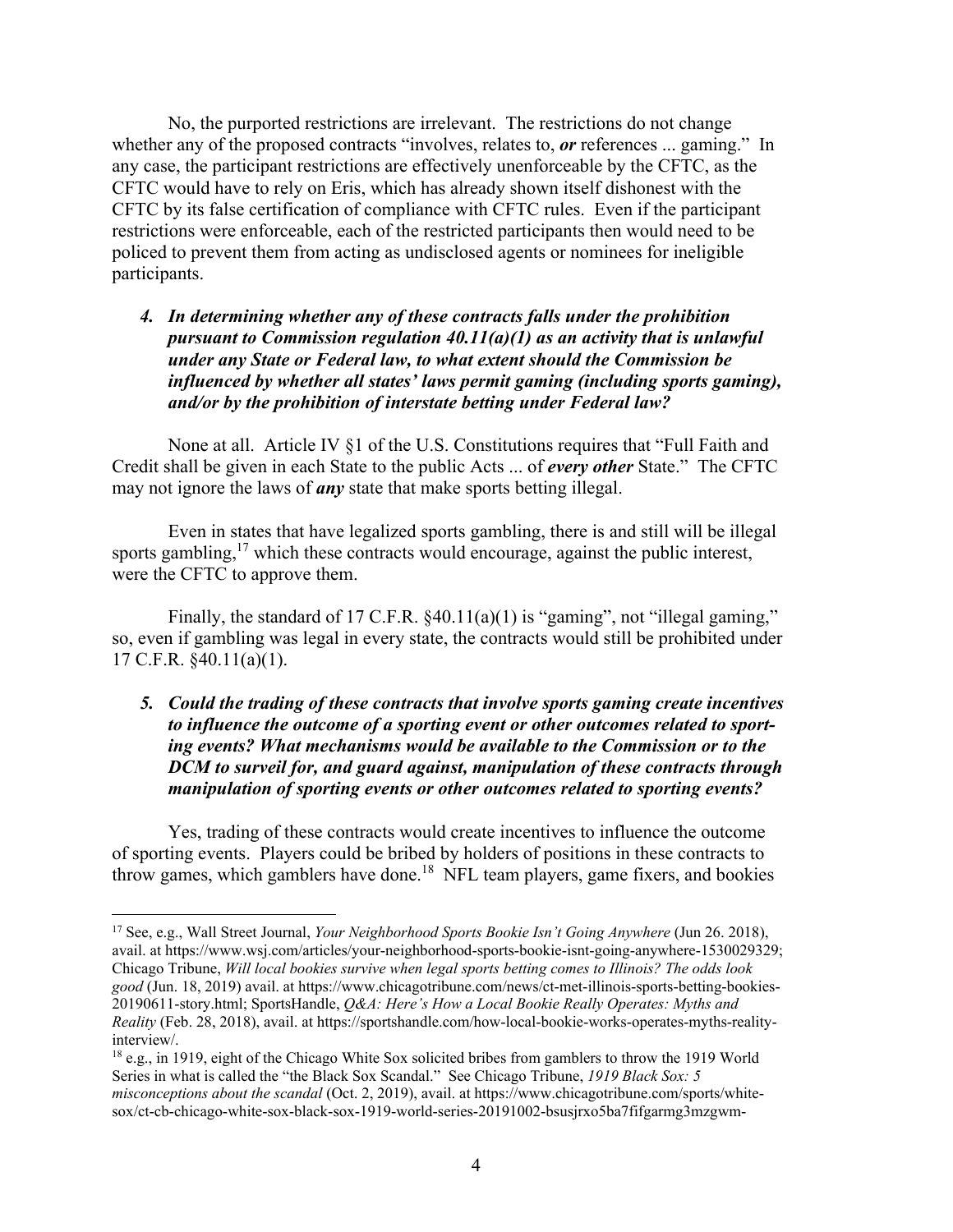No, the purported restrictions are irrelevant. The restrictions do not change whether any of the proposed contracts "involves, relates to, ***or*** references ... gaming." In any case, the participant restrictions are effectively unenforceable by the CFTC, as the CFTC would have to rely on Eris, which has already shown itself dishonest with the CFTC by its false certification of compliance with CFTC rules. Even if the participant restrictions were enforceable, each of the restricted participants then would need to be policed to prevent them from acting as undisclosed agents or nominees for ineligible participants.

***4. In determining whether any of these contracts falls under the prohibition pursuant to Commission regulation 40.11(a)(1) as an activity that is unlawful under any State or Federal law, to what extent should the Commission be influenced by whether all states' laws permit gaming (including sports gaming), and/or by the prohibition of interstate betting under Federal law?***

None at all. Article IV §1 of the U.S. Constitutions requires that "Full Faith and Credit shall be given in each State to the public Acts ... of ***every other*** State." The CFTC may not ignore the laws of ***any*** state that make sports betting illegal.

Even in states that have legalized sports gambling, there is and still will be illegal sports gambling,[17] which these contracts would encourage, against the public interest, were the CFTC to approve them.

Finally, the standard of 17 C.F.R. §40.11(a)(1) is "gaming", not "illegal gaming," so, even if gambling was legal in every state, the contracts would still be prohibited under 17 C.F.R. §40.11(a)(1).

***5. Could the trading of these contracts that involve sports gaming create incentives to influence the outcome of a sporting event or other outcomes related to sporting events? What mechanisms would be available to the Commission or to the DCM to surveil for, and guard against, manipulation of these contracts through manipulation of sporting events or other outcomes related to sporting events?***

Yes, trading of these contracts would create incentives to influence the outcome of sporting events. Players could be bribed by holders of positions in these contracts to throw games, which gamblers have done.[18] NFL team players, game fixers, and bookies

---

[17] See, e.g., Wall Street Journal, *Your Neighborhood Sports Bookie Isn't Going Anywhere* (Jun 26. 2018), avail. at https://www.wsj.com/articles/your-neighborhood-sports-bookie-isnt-going-anywhere-1530029329; Chicago Tribune, *Will local bookies survive when legal sports betting comes to Illinois? The odds look good* (Jun. 18, 2019) avail. at https://www.chicagotribune.com/news/ct-met-illinois-sports-betting-bookies-20190611-story.html; SportsHandle, *Q&A: Here's How a Local Bookie Really Operates: Myths and Reality* (Feb. 28, 2018), avail. at https://sportshandle.com/how-local-bookie-works-operates-myths-reality-interview/.

[18] e.g., in 1919, eight of the Chicago White Sox solicited bribes from gamblers to throw the 1919 World Series in what is called the "the Black Sox Scandal." See Chicago Tribune, *1919 Black Sox: 5 misconceptions about the scandal* (Oct. 2, 2019), avail. at https://www.chicagotribune.com/sports/white-sox/ct-cb-chicago-white-sox-black-sox-1919-world-series-20191002-bsusjrxo5ba7fifgarmg3mzgwm-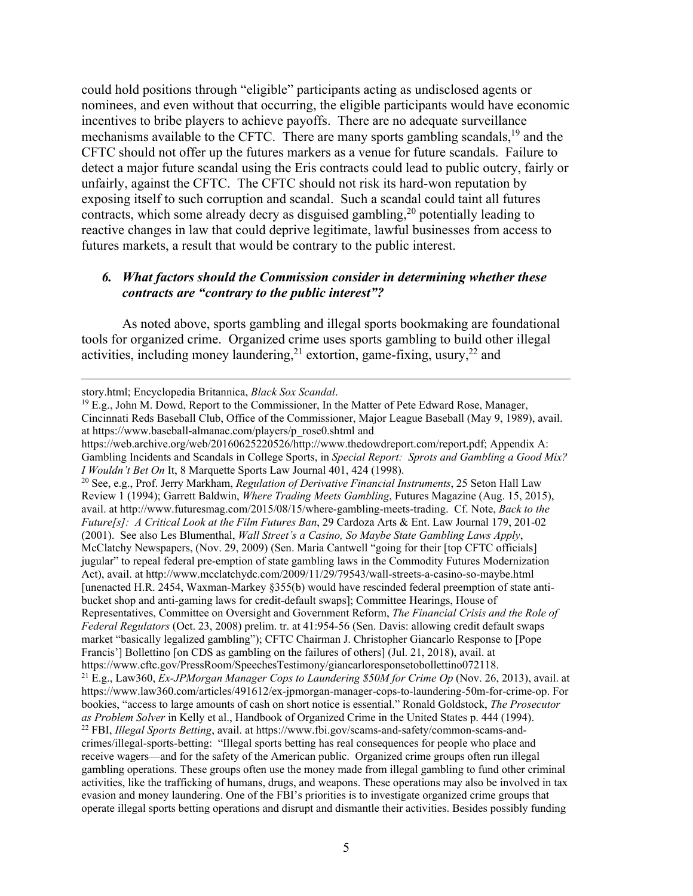could hold positions through "eligible" participants acting as undisclosed agents or nominees, and even without that occurring, the eligible participants would have economic incentives to bribe players to achieve payoffs. There are no adequate surveillance mechanisms available to the CFTC. There are many sports gambling scandals,[19] and the CFTC should not offer up the futures markers as a venue for future scandals. Failure to detect a major future scandal using the Eris contracts could lead to public outcry, fairly or unfairly, against the CFTC. The CFTC should not risk its hard-won reputation by exposing itself to such corruption and scandal. Such a scandal could taint all futures contracts, which some already decry as disguised gambling,[20] potentially leading to reactive changes in law that could deprive legitimate, lawful businesses from access to futures markets, a result that would be contrary to the public interest.

### *6. What factors should the Commission consider in determining whether these contracts are "contrary to the public interest"?*

As noted above, sports gambling and illegal sports bookmaking are foundational tools for organized crime. Organized crime uses sports gambling to build other illegal activities, including money laundering,[21] extortion, game-fixing, usury,[22] and

---

story.html; Encyclopedia Britannica, *Black Sox Scandal*.

[19] E.g., John M. Dowd, Report to the Commissioner, In the Matter of Pete Edward Rose, Manager, Cincinnati Reds Baseball Club, Office of the Commissioner, Major League Baseball (May 9, 1989), avail. at https://www.baseball-almanac.com/players/p_rose0.shtml and https://web.archive.org/web/20160625220526/http://www.thedowdreport.com/report.pdf; Appendix A: Gambling Incidents and Scandals in College Sports, in *Special Report: Sprots and Gambling a Good Mix? I Wouldn't Bet On* It, 8 Marquette Sports Law Journal 401, 424 (1998).

[20] See, e.g., Prof. Jerry Markham, *Regulation of Derivative Financial Instruments*, 25 Seton Hall Law Review 1 (1994); Garrett Baldwin, *Where Trading Meets Gambling*, Futures Magazine (Aug. 15, 2015), avail. at http://www.futuresmag.com/2015/08/15/where-gambling-meets-trading. Cf. Note, *Back to the Future[s]: A Critical Look at the Film Futures Ban*, 29 Cardoza Arts & Ent. Law Journal 179, 201-02 (2001). See also Les Blumenthal, *Wall Street's a Casino, So Maybe State Gambling Laws Apply*, McClatchy Newspapers, (Nov. 29, 2009) (Sen. Maria Cantwell "going for their [top CFTC officials] jugular" to repeal federal pre-emption of state gambling laws in the Commodity Futures Modernization Act), avail. at http://www.mcclatchydc.com/2009/11/29/79543/wall-streets-a-casino-so-maybe.html [unenacted H.R. 2454, Waxman-Markey §355(b) would have rescinded federal preemption of state anti-bucket shop and anti-gaming laws for credit-default swaps]; Committee Hearings, House of Representatives, Committee on Oversight and Government Reform, *The Financial Crisis and the Role of Federal Regulators* (Oct. 23, 2008) prelim. tr. at 41:954-56 (Sen. Davis: allowing credit default swaps market "basically legalized gambling"); CFTC Chairman J. Christopher Giancarlo Response to [Pope Francis'] Bollettino [on CDS as gambling on the failures of others] (Jul. 21, 2018), avail. at https://www.cftc.gov/PressRoom/SpeechesTestimony/giancarloresponsetobollettino072118.

[21] E.g., Law360, *Ex-JPMorgan Manager Cops to Laundering $50M for Crime Op* (Nov. 26, 2013), avail. at https://www.law360.com/articles/491612/ex-jpmorgan-manager-cops-to-laundering-50m-for-crime-op. For bookies, "access to large amounts of cash on short notice is essential." Ronald Goldstock, *The Prosecutor as Problem Solver* in Kelly et al., Handbook of Organized Crime in the United States p. 444 (1994).

[22] FBI, *Illegal Sports Betting*, avail. at https://www.fbi.gov/scams-and-safety/common-scams-and-crimes/illegal-sports-betting: "Illegal sports betting has real consequences for people who place and receive wagers—and for the safety of the American public. Organized crime groups often run illegal gambling operations. These groups often use the money made from illegal gambling to fund other criminal activities, like the trafficking of humans, drugs, and weapons. These operations may also be involved in tax evasion and money laundering. One of the FBI's priorities is to investigate organized crime groups that operate illegal sports betting operations and disrupt and dismantle their activities. Besides possibly funding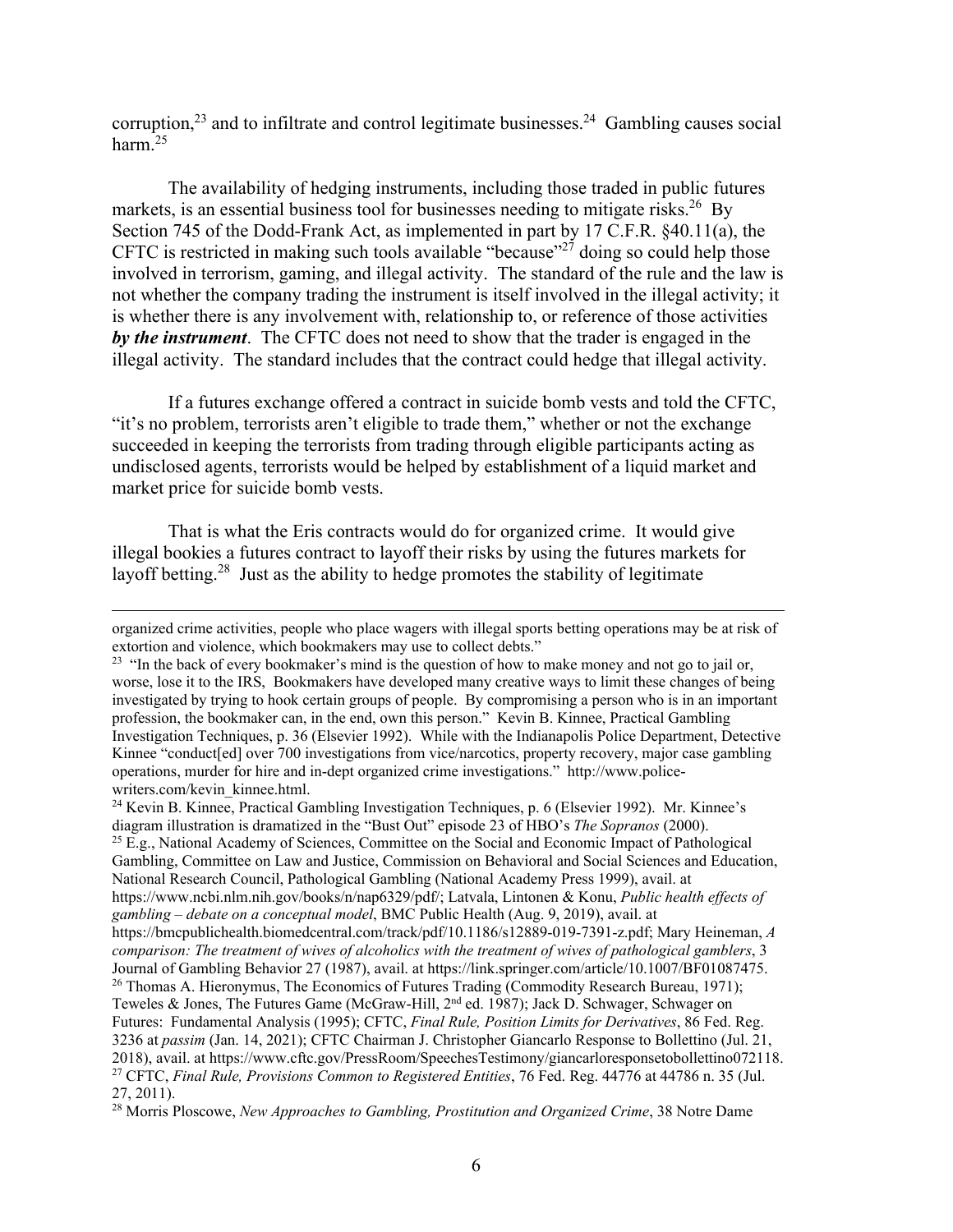corruption,[23] and to infiltrate and control legitimate businesses.[24] Gambling causes social harm.[25]

The availability of hedging instruments, including those traded in public futures markets, is an essential business tool for businesses needing to mitigate risks.[26] By Section 745 of the Dodd-Frank Act, as implemented in part by 17 C.F.R. §40.11(a), the CFTC is restricted in making such tools available "because"[27] doing so could help those involved in terrorism, gaming, and illegal activity. The standard of the rule and the law is not whether the company trading the instrument is itself involved in the illegal activity; it is whether there is any involvement with, relationship to, or reference of those activities ***by the instrument***. The CFTC does not need to show that the trader is engaged in the illegal activity. The standard includes that the contract could hedge that illegal activity.

If a futures exchange offered a contract in suicide bomb vests and told the CFTC, "it's no problem, terrorists aren't eligible to trade them," whether or not the exchange succeeded in keeping the terrorists from trading through eligible participants acting as undisclosed agents, terrorists would be helped by establishment of a liquid market and market price for suicide bomb vests.

That is what the Eris contracts would do for organized crime. It would give illegal bookies a futures contract to layoff their risks by using the futures markets for layoff betting.[28] Just as the ability to hedge promotes the stability of legitimate

---

organized crime activities, people who place wagers with illegal sports betting operations may be at risk of extortion and violence, which bookmakers may use to collect debts."

[23] "In the back of every bookmaker's mind is the question of how to make money and not go to jail or, worse, lose it to the IRS, Bookmakers have developed many creative ways to limit these changes of being investigated by trying to hook certain groups of people. By compromising a person who is in an important profession, the bookmaker can, in the end, own this person." Kevin B. Kinnee, Practical Gambling Investigation Techniques, p. 36 (Elsevier 1992). While with the Indianapolis Police Department, Detective Kinnee "conduct[ed] over 700 investigations from vice/narcotics, property recovery, major case gambling operations, murder for hire and in-dept organized crime investigations." http://www.police-writers.com/kevin_kinnee.html.

[24] Kevin B. Kinnee, Practical Gambling Investigation Techniques, p. 6 (Elsevier 1992). Mr. Kinnee's diagram illustration is dramatized in the "Bust Out" episode 23 of HBO's *The Sopranos* (2000).

[25] E.g., National Academy of Sciences, Committee on the Social and Economic Impact of Pathological Gambling, Committee on Law and Justice, Commission on Behavioral and Social Sciences and Education, National Research Council, Pathological Gambling (National Academy Press 1999), avail. at https://www.ncbi.nlm.nih.gov/books/n/nap6329/pdf/; Latvala, Lintonen & Konu, *Public health effects of gambling – debate on a conceptual model*, BMC Public Health (Aug. 9, 2019), avail. at https://bmcpublichealth.biomedcentral.com/track/pdf/10.1186/s12889-019-7391-z.pdf; Mary Heineman, *A comparison: The treatment of wives of alcoholics with the treatment of wives of pathological gamblers*, 3 Journal of Gambling Behavior 27 (1987), avail. at https://link.springer.com/article/10.1007/BF01087475.

[26] Thomas A. Hieronymus, The Economics of Futures Trading (Commodity Research Bureau, 1971); Teweles & Jones, The Futures Game (McGraw-Hill, 2nd ed. 1987); Jack D. Schwager, Schwager on Futures: Fundamental Analysis (1995); CFTC, *Final Rule, Position Limits for Derivatives*, 86 Fed. Reg. 3236 at *passim* (Jan. 14, 2021); CFTC Chairman J. Christopher Giancarlo Response to Bollettino (Jul. 21, 2018), avail. at https://www.cftc.gov/PressRoom/SpeechesTestimony/giancarloresponsetobollettino072118.

[27] CFTC, *Final Rule, Provisions Common to Registered Entities*, 76 Fed. Reg. 44776 at 44786 n. 35 (Jul. 27, 2011).

[28] Morris Ploscowe, *New Approaches to Gambling, Prostitution and Organized Crime*, 38 Notre Dame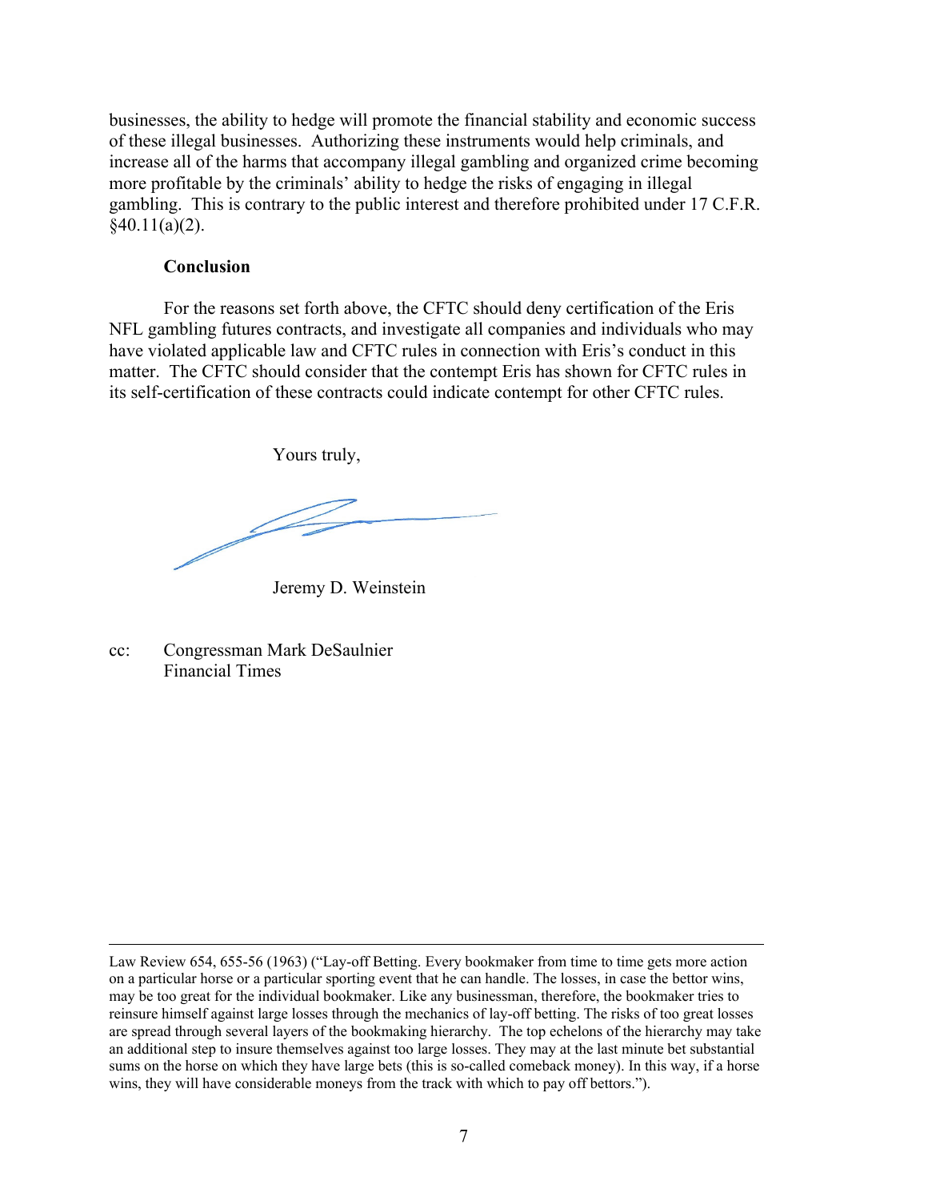businesses, the ability to hedge will promote the financial stability and economic success of these illegal businesses. Authorizing these instruments would help criminals, and increase all of the harms that accompany illegal gambling and organized crime becoming more profitable by the criminals' ability to hedge the risks of engaging in illegal gambling. This is contrary to the public interest and therefore prohibited under 17 C.F.R. §40.11(a)(2).

**Conclusion**

For the reasons set forth above, the CFTC should deny certification of the Eris NFL gambling futures contracts, and investigate all companies and individuals who may have violated applicable law and CFTC rules in connection with Eris's conduct in this matter. The CFTC should consider that the contempt Eris has shown for CFTC rules in its self-certification of these contracts could indicate contempt for other CFTC rules.

Yours truly,

Jeremy D. Weinstein

cc: Congressman Mark DeSaulnier
Financial Times

---

Law Review 654, 655-56 (1963) ("Lay-off Betting. Every bookmaker from time to time gets more action on a particular horse or a particular sporting event that he can handle. The losses, in case the bettor wins, may be too great for the individual bookmaker. Like any businessman, therefore, the bookmaker tries to reinsure himself against large losses through the mechanics of lay-off betting. The risks of too great losses are spread through several layers of the bookmaking hierarchy. The top echelons of the hierarchy may take an additional step to insure themselves against too large losses. They may at the last minute bet substantial sums on the horse on which they have large bets (this is so-called comeback money). In this way, if a horse wins, they will have considerable moneys from the track with which to pay off bettors.").